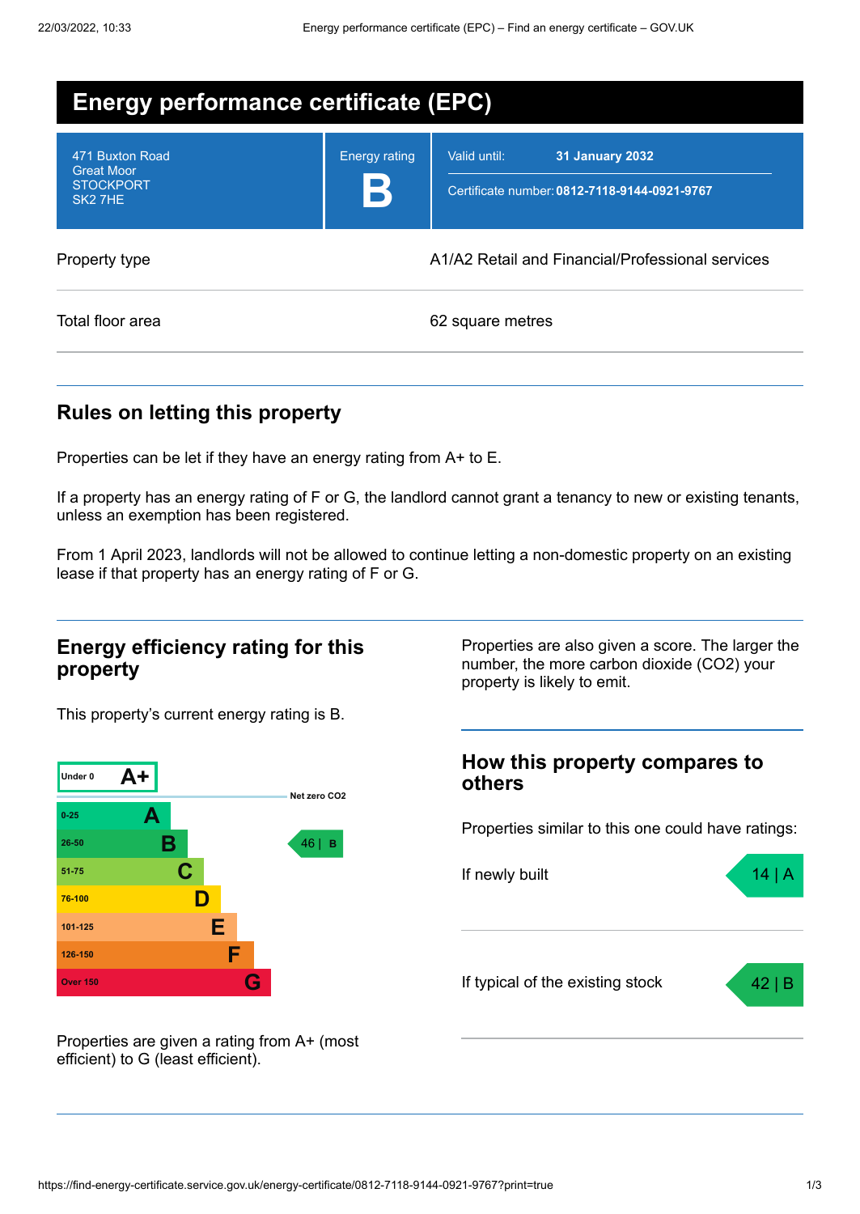# Energy performance certificate (EPC)

| | | |
|---|---|---|
| 471 Buxton Road<br>Great Moor<br>STOCKPORT<br>SK2 7HE | Energy rating<br>**B** | Valid until: **31 January 2032**<br>Certificate number: **0812-7118-9144-0921-9767** |

| | |
|---|---|
| Property type | A1/A2 Retail and Financial/Professional services |
| Total floor area | 62 square metres |

## Rules on letting this property

Properties can be let if they have an energy rating from A+ to E.

If a property has an energy rating of F or G, the landlord cannot grant a tenancy to new or existing tenants, unless an exemption has been registered.

From 1 April 2023, landlords will not be allowed to continue letting a non-domestic property on an existing lease if that property has an energy rating of F or G.

## Energy efficiency rating for this property

This property's current energy rating is B.

| Score | Rating |
|---|---|
| Under 0 | A+ |
| 0-25 | A |
| 26-50 | B |
| 51-75 | C |
| 76-100 | D |
| 101-125 | E |
| 126-150 | F |
| Over 150 | G |

Net zero CO2

This property: 46 | B

Properties are given a rating from A+ (most efficient) to G (least efficient).

Properties are also given a score. The larger the number, the more carbon dioxide (CO2) your property is likely to emit.

## How this property compares to others

Properties similar to this one could have ratings:

| | |
|---|---|
| If newly built | 14 \| A |
| If typical of the existing stock | 42 \| B |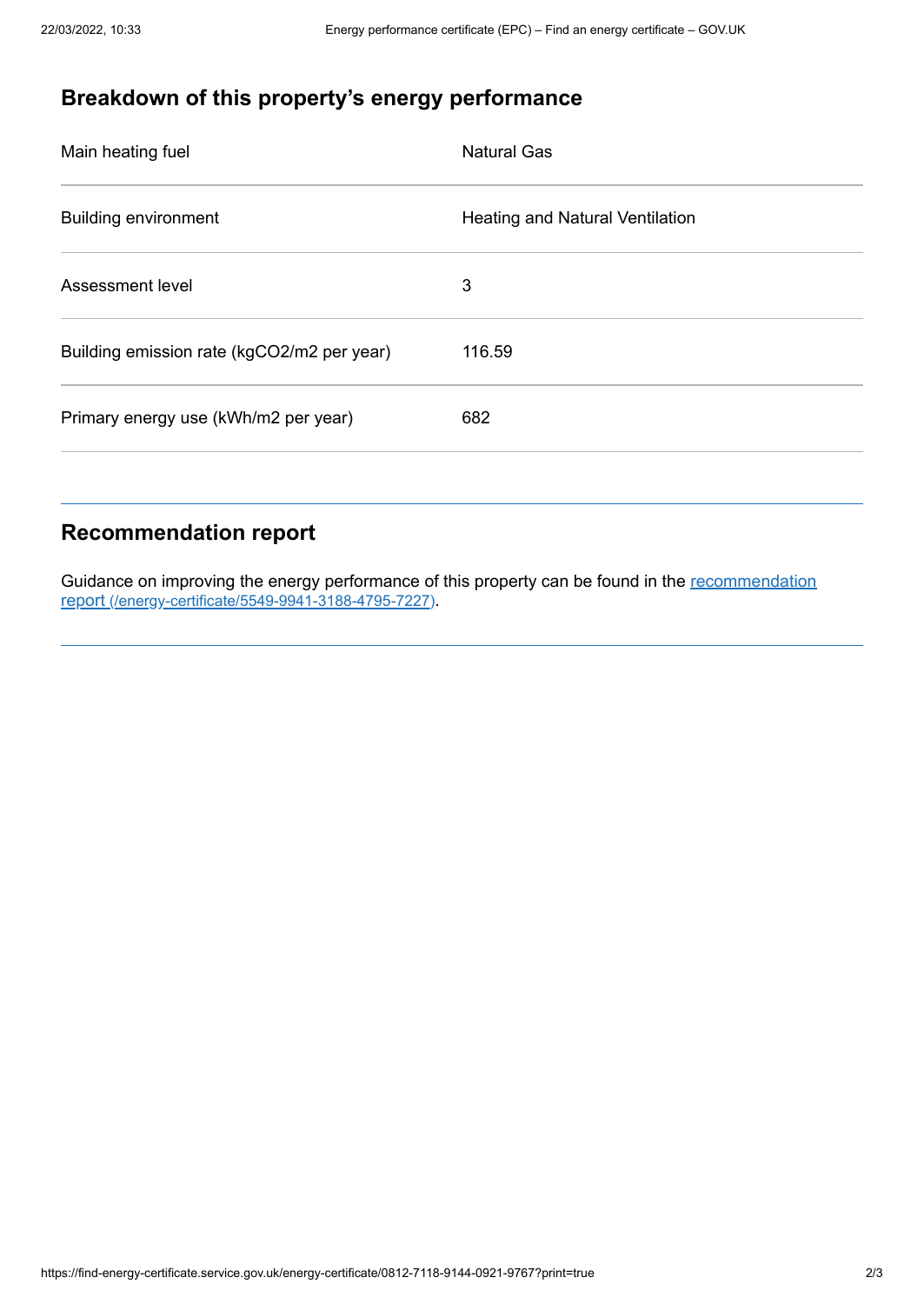## Breakdown of this property's energy performance

| | |
|---|---|
| Main heating fuel | Natural Gas |
| Building environment | Heating and Natural Ventilation |
| Assessment level | 3 |
| Building emission rate (kgCO2/m2 per year) | 116.59 |
| Primary energy use (kWh/m2 per year) | 682 |

## Recommendation report

Guidance on improving the energy performance of this property can be found in the recommendation report (/energy-certificate/5549-9941-3188-4795-7227).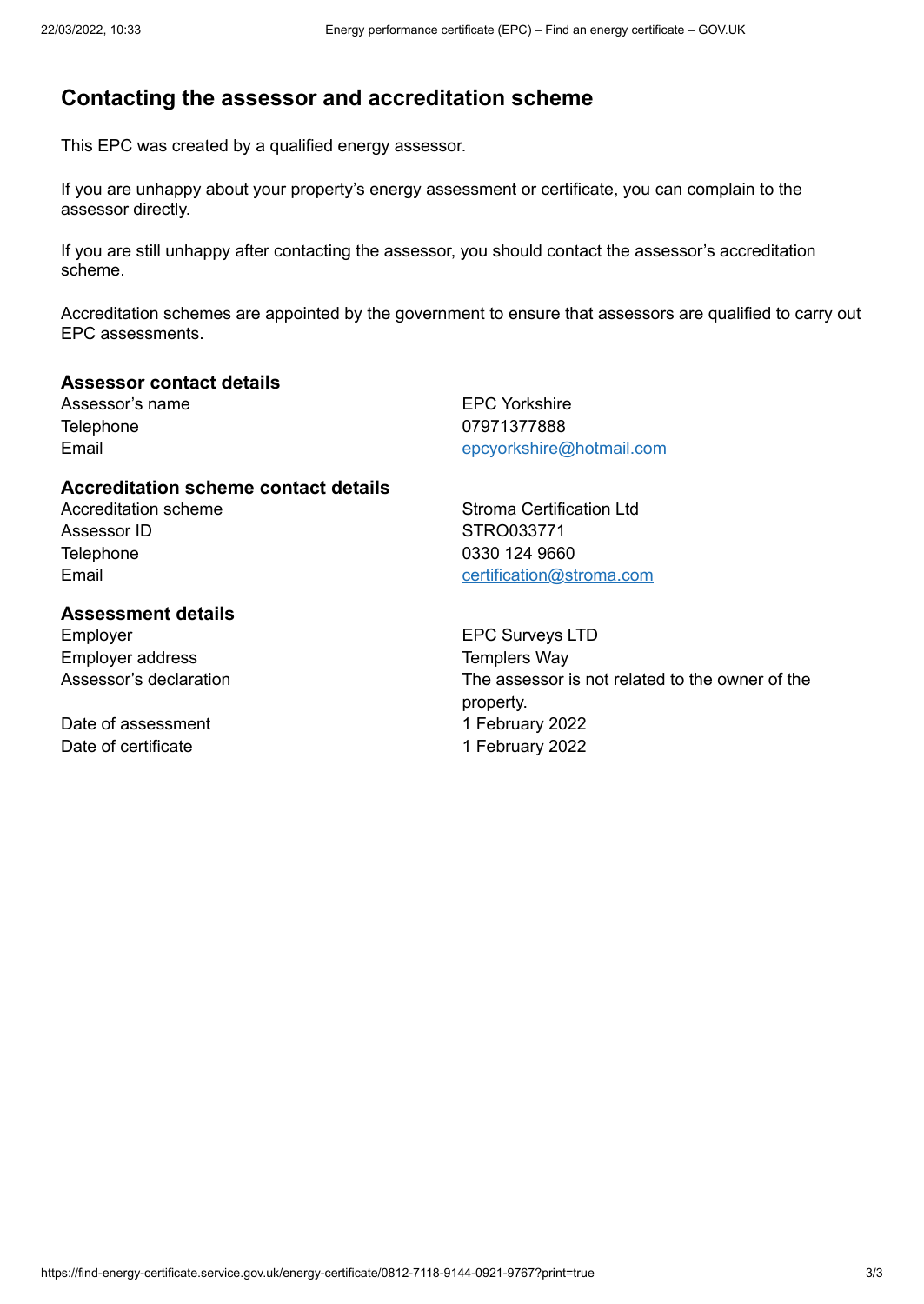## Contacting the assessor and accreditation scheme

This EPC was created by a qualified energy assessor.

If you are unhappy about your property's energy assessment or certificate, you can complain to the assessor directly.

If you are still unhappy after contacting the assessor, you should contact the assessor's accreditation scheme.

Accreditation schemes are appointed by the government to ensure that assessors are qualified to carry out EPC assessments.

### Assessor contact details

| | |
|---|---|
| Assessor's name | EPC Yorkshire |
| Telephone | 07971377888 |
| Email | epcyorkshire@hotmail.com |

### Accreditation scheme contact details

| | |
|---|---|
| Accreditation scheme | Stroma Certification Ltd |
| Assessor ID | STRO033771 |
| Telephone | 0330 124 9660 |
| Email | certification@stroma.com |

### Assessment details

| | |
|---|---|
| Employer | EPC Surveys LTD |
| Employer address | Templers Way |
| Assessor's declaration | The assessor is not related to the owner of the property. |
| Date of assessment | 1 February 2022 |
| Date of certificate | 1 February 2022 |